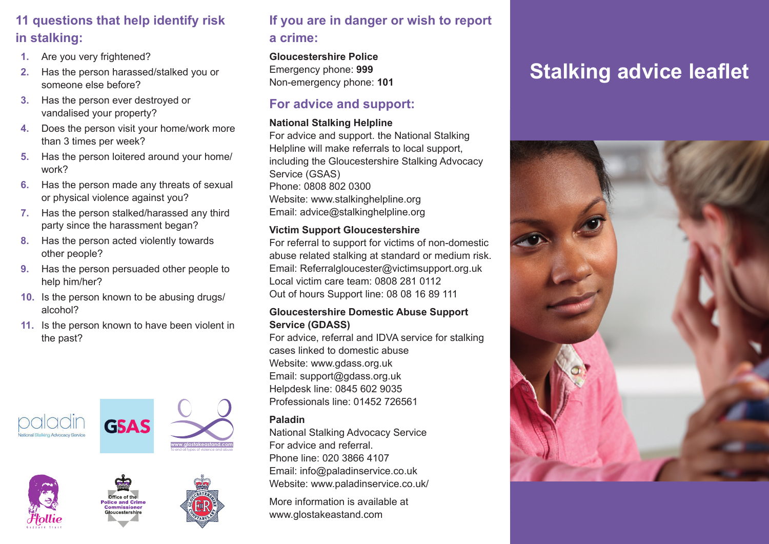# Stalking advice leaflet

## 11 questions that help identify risk in stalking:

1. Are you very frightened?
2. Has the person harassed/stalked you or someone else before?
3. Has the person ever destroyed or vandalised your property?
4. Does the person visit your home/work more than 3 times per week?
5. Has the person loitered around your home/work?
6. Has the person made any threats of sexual or physical violence against you?
7. Has the person stalked/harassed any third party since the harassment began?
8. Has the person acted violently towards other people?
9. Has the person persuaded other people to help him/her?
10. Is the person known to be abusing drugs/alcohol?
11. Is the person known to have been violent in the past?

## If you are in danger or wish to report a crime:

**Gloucestershire Police**
Emergency phone: **999**
Non-emergency phone: **101**

## For advice and support:

**National Stalking Helpline**
For advice and support. the National Stalking Helpline will make referrals to local support, including the Gloucestershire Stalking Advocacy Service (GSAS)
Phone: 0808 802 0300
Website: www.stalkinghelpline.org
Email: advice@stalkinghelpline.org

**Victim Support Gloucestershire**
For referral to support for victims of non-domestic abuse related stalking at standard or medium risk.
Email: Referralgloucester@victimsupport.org.uk
Local victim care team: 0808 281 0112
Out of hours Support line: 08 08 16 89 111

**Gloucestershire Domestic Abuse Support Service (GDASS)**
For advice, referral and IDVA service for stalking cases linked to domestic abuse
Website: www.gdass.org.uk
Email: support@gdass.org.uk
Helpdesk line: 0845 602 9035
Professionals line: 01452 726561

**Paladin**
National Stalking Advocacy Service
For advice and referral.
Phone line: 020 3866 4107
Email: info@paladinservice.co.uk
Website: www.paladinservice.co.uk/

More information is available at www.glostakeastand.com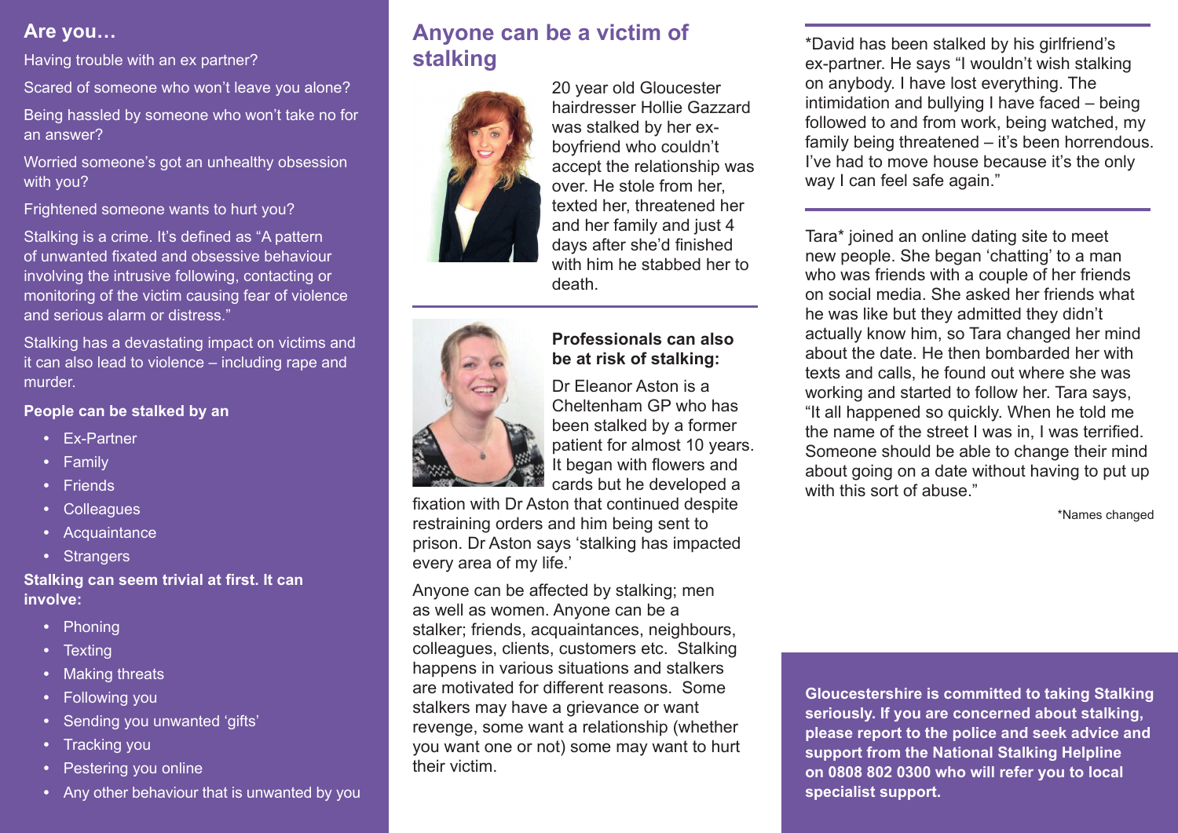## Are you…

Having trouble with an ex partner?

Scared of someone who won't leave you alone?

Being hassled by someone who won't take no for an answer?

Worried someone's got an unhealthy obsession with you?

Frightened someone wants to hurt you?

Stalking is a crime. It's defined as "A pattern of unwanted fixated and obsessive behaviour involving the intrusive following, contacting or monitoring of the victim causing fear of violence and serious alarm or distress."

Stalking has a devastating impact on victims and it can also lead to violence – including rape and murder.

**People can be stalked by an**

- Ex-Partner
- Family
- Friends
- Colleagues
- Acquaintance
- Strangers

**Stalking can seem trivial at first. It can involve:**

- Phoning
- Texting
- Making threats
- Following you
- Sending you unwanted 'gifts'
- Tracking you
- Pestering you online
- Any other behaviour that is unwanted by you

## Anyone can be a victim of stalking

20 year old Gloucester hairdresser Hollie Gazzard was stalked by her ex-boyfriend who couldn't accept the relationship was over. He stole from her, texted her, threatened her and her family and just 4 days after she'd finished with him he stabbed her to death.

**Professionals can also be at risk of stalking:**

Dr Eleanor Aston is a Cheltenham GP who has been stalked by a former patient for almost 10 years. It began with flowers and cards but he developed a fixation with Dr Aston that continued despite restraining orders and him being sent to prison. Dr Aston says 'stalking has impacted every area of my life.'

Anyone can be affected by stalking; men as well as women. Anyone can be a stalker; friends, acquaintances, neighbours, colleagues, clients, customers etc. Stalking happens in various situations and stalkers are motivated for different reasons. Some stalkers may have a grievance or want revenge, some want a relationship (whether you want one or not) some may want to hurt their victim.

*David has been stalked by his girlfriend's ex-partner. He says "I wouldn't wish stalking on anybody. I have lost everything. The intimidation and bullying I have faced – being followed to and from work, being watched, my family being threatened – it's been horrendous. I've had to move house because it's the only way I can feel safe again."

Tara* joined an online dating site to meet new people. She began 'chatting' to a man who was friends with a couple of her friends on social media. She asked her friends what he was like but they admitted they didn't actually know him, so Tara changed her mind about the date. He then bombarded her with texts and calls, he found out where she was working and started to follow her. Tara says, "It all happened so quickly. When he told me the name of the street I was in, I was terrified. Someone should be able to change their mind about going on a date without having to put up with this sort of abuse."

*Names changed

**Gloucestershire is committed to taking Stalking seriously. If you are concerned about stalking, please report to the police and seek advice and support from the National Stalking Helpline on 0808 802 0300 who will refer you to local specialist support.**